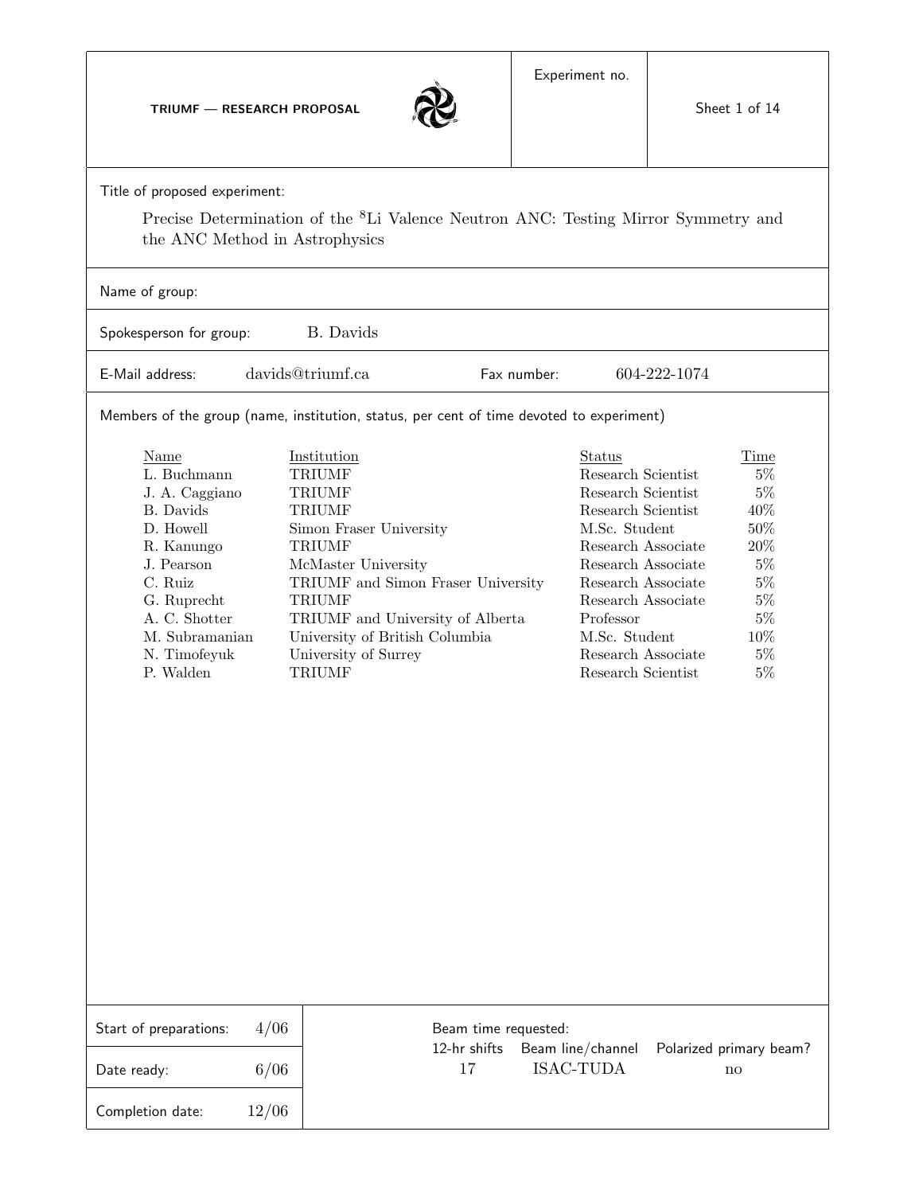**TRIUMF — RESEARCH PROPOSAL**

| Experiment no. | Sheet 1 of 14 |
|---|---|
| | |

Title of proposed experiment:

Precise Determination of the $^{8}$Li Valence Neutron ANC: Testing Mirror Symmetry and the ANC Method in Astrophysics

Name of group:

Spokesperson for group: B. Davids

E-Mail address: davids@triumf.ca    Fax number: 604-222-1074

Members of the group (name, institution, status, per cent of time devoted to experiment)

| Name | Institution | Status | Time |
|---|---|---|---|
| L. Buchmann | TRIUMF | Research Scientist | 5% |
| J. A. Caggiano | TRIUMF | Research Scientist | 5% |
| B. Davids | TRIUMF | Research Scientist | 40% |
| D. Howell | Simon Fraser University | M.Sc. Student | 50% |
| R. Kanungo | TRIUMF | Research Associate | 20% |
| J. Pearson | McMaster University | Research Associate | 5% |
| C. Ruiz | TRIUMF and Simon Fraser University | Research Associate | 5% |
| G. Ruprecht | TRIUMF | Research Associate | 5% |
| A. C. Shotter | TRIUMF and University of Alberta | Professor | 5% |
| M. Subramanian | University of British Columbia | M.Sc. Student | 10% |
| N. Timofeyuk | University of Surrey | Research Associate | 5% |
| P. Walden | TRIUMF | Research Scientist | 5% |

| Start of preparations: | 4/06 |
|---|---|
| Date ready: | 6/06 |
| Completion date: | 12/06 |

Beam time requested:

| 12-hr shifts | Beam line/channel | Polarized primary beam? |
|---|---|---|
| 17 | ISAC-TUDA | no |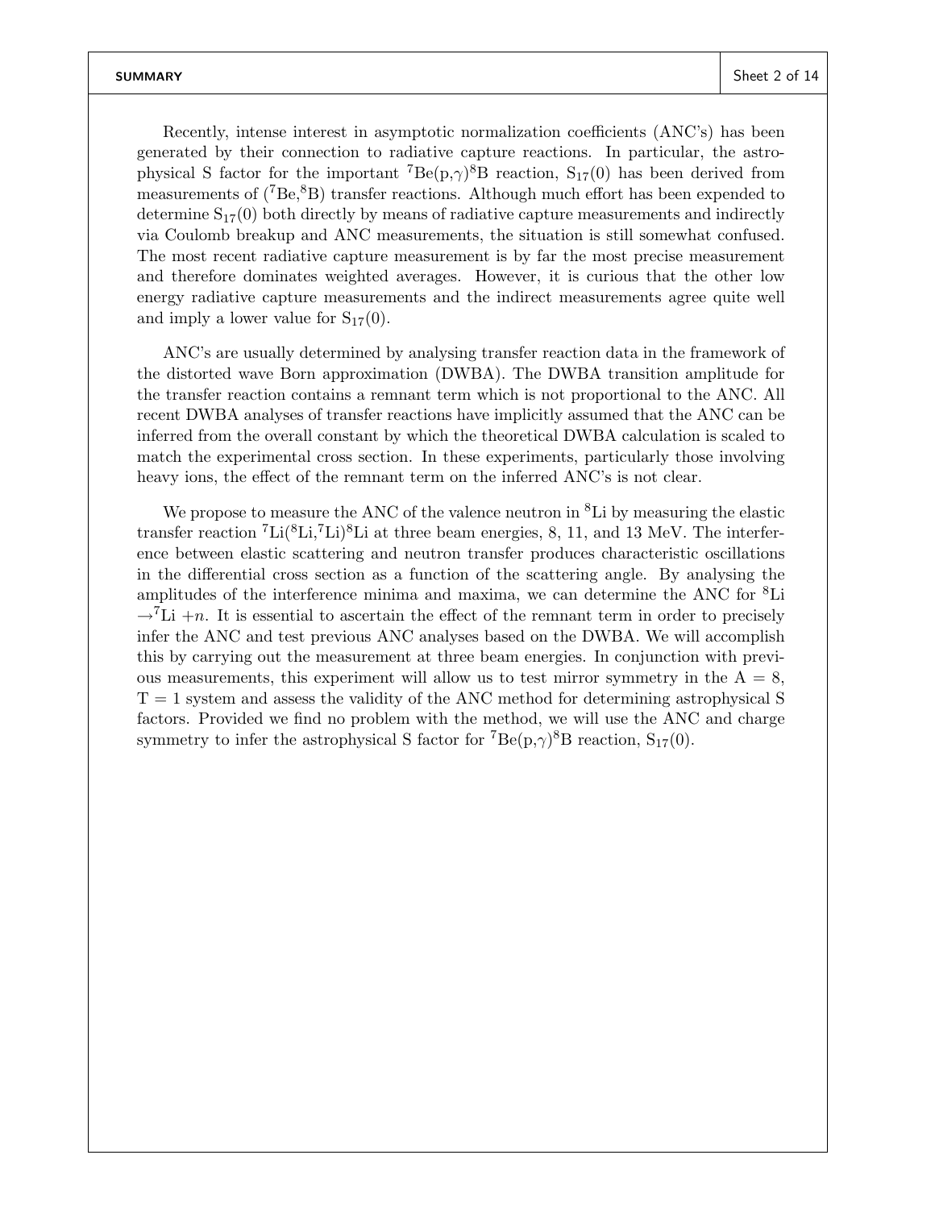# SUMMARY

Recently, intense interest in asymptotic normalization coefficients (ANC's) has been generated by their connection to radiative capture reactions. In particular, the astrophysical S factor for the important $^{7}$Be(p,$\gamma$)$^{8}$B reaction, $S_{17}(0)$ has been derived from measurements of ($^{7}$Be,$^{8}$B) transfer reactions. Although much effort has been expended to determine $S_{17}(0)$ both directly by means of radiative capture measurements and indirectly via Coulomb breakup and ANC measurements, the situation is still somewhat confused. The most recent radiative capture measurement is by far the most precise measurement and therefore dominates weighted averages. However, it is curious that the other low energy radiative capture measurements and the indirect measurements agree quite well and imply a lower value for $S_{17}(0)$.

ANC's are usually determined by analysing transfer reaction data in the framework of the distorted wave Born approximation (DWBA). The DWBA transition amplitude for the transfer reaction contains a remnant term which is not proportional to the ANC. All recent DWBA analyses of transfer reactions have implicitly assumed that the ANC can be inferred from the overall constant by which the theoretical DWBA calculation is scaled to match the experimental cross section. In these experiments, particularly those involving heavy ions, the effect of the remnant term on the inferred ANC's is not clear.

We propose to measure the ANC of the valence neutron in $^{8}$Li by measuring the elastic transfer reaction $^{7}$Li($^{8}$Li,$^{7}$Li)$^{8}$Li at three beam energies, 8, 11, and 13 MeV. The interference between elastic scattering and neutron transfer produces characteristic oscillations in the differential cross section as a function of the scattering angle. By analysing the amplitudes of the interference minima and maxima, we can determine the ANC for $^{8}$Li $\rightarrow ^{7}$Li $+n$. It is essential to ascertain the effect of the remnant term in order to precisely infer the ANC and test previous ANC analyses based on the DWBA. We will accomplish this by carrying out the measurement at three beam energies. In conjunction with previous measurements, this experiment will allow us to test mirror symmetry in the A = 8, T = 1 system and assess the validity of the ANC method for determining astrophysical S factors. Provided we find no problem with the method, we will use the ANC and charge symmetry to infer the astrophysical S factor for $^{7}$Be(p,$\gamma$)$^{8}$B reaction, $S_{17}(0)$.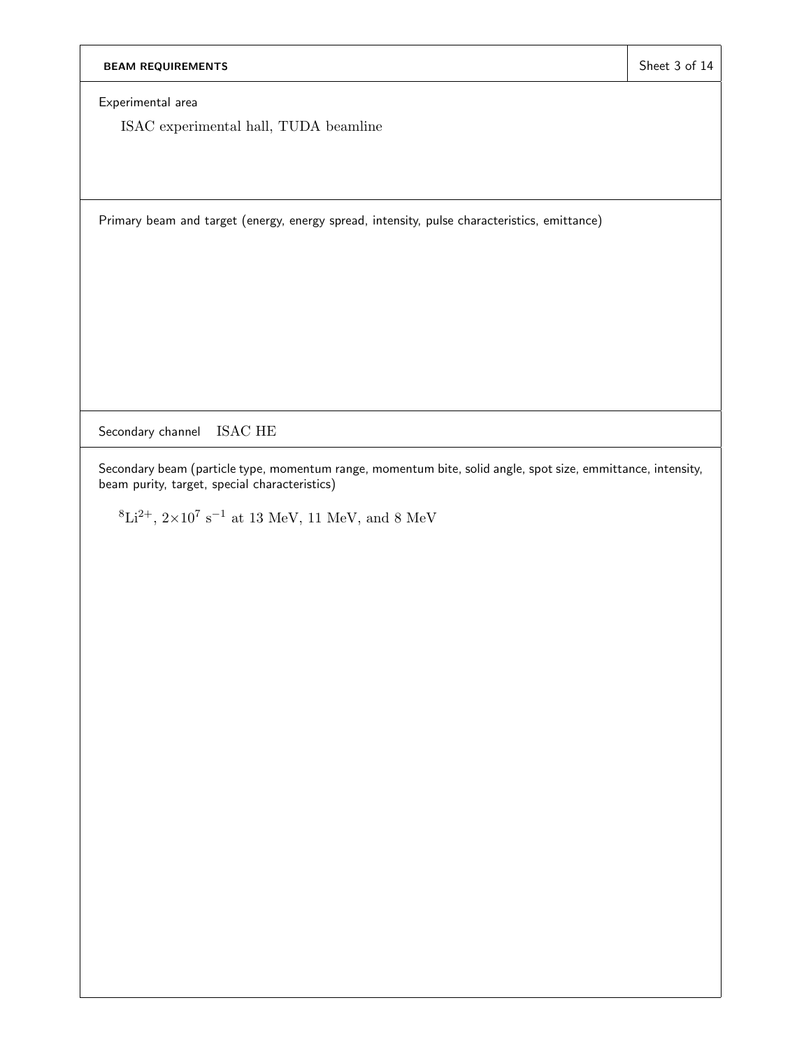## BEAM REQUIREMENTS

Experimental area

ISAC experimental hall, TUDA beamline

Primary beam and target (energy, energy spread, intensity, pulse characteristics, emittance)

Secondary channel ISAC HE

Secondary beam (particle type, momentum range, momentum bite, solid angle, spot size, emmittance, intensity, beam purity, target, special characteristics)

$^{8}Li^{2+}$, $2\times10^{7}$ $s^{-1}$ at 13 MeV, 11 MeV, and 8 MeV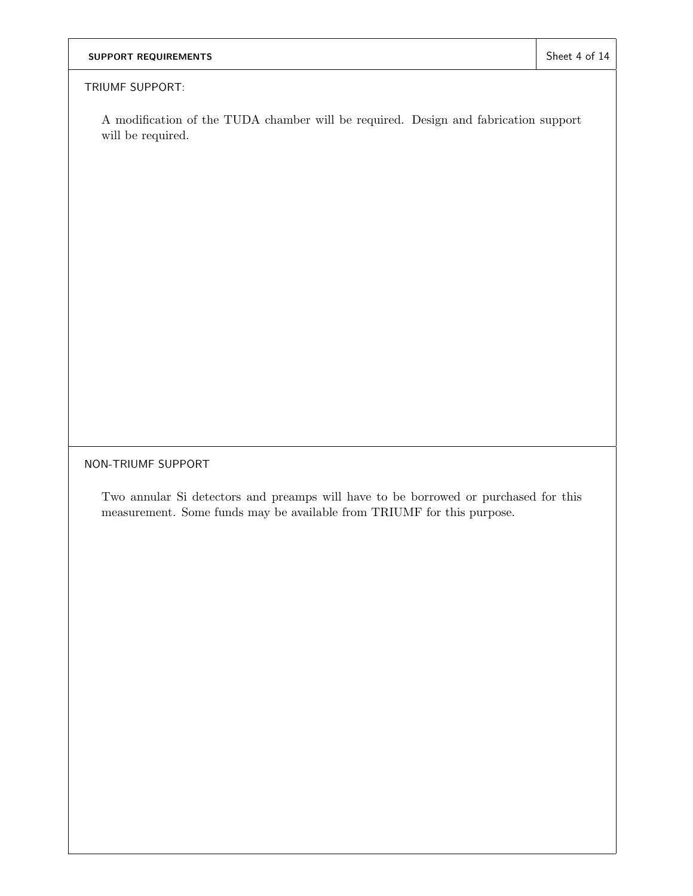## SUPPORT REQUIREMENTS

### TRIUMF SUPPORT:

A modification of the TUDA chamber will be required. Design and fabrication support will be required.

### NON-TRIUMF SUPPORT

Two annular Si detectors and preamps will have to be borrowed or purchased for this measurement. Some funds may be available from TRIUMF for this purpose.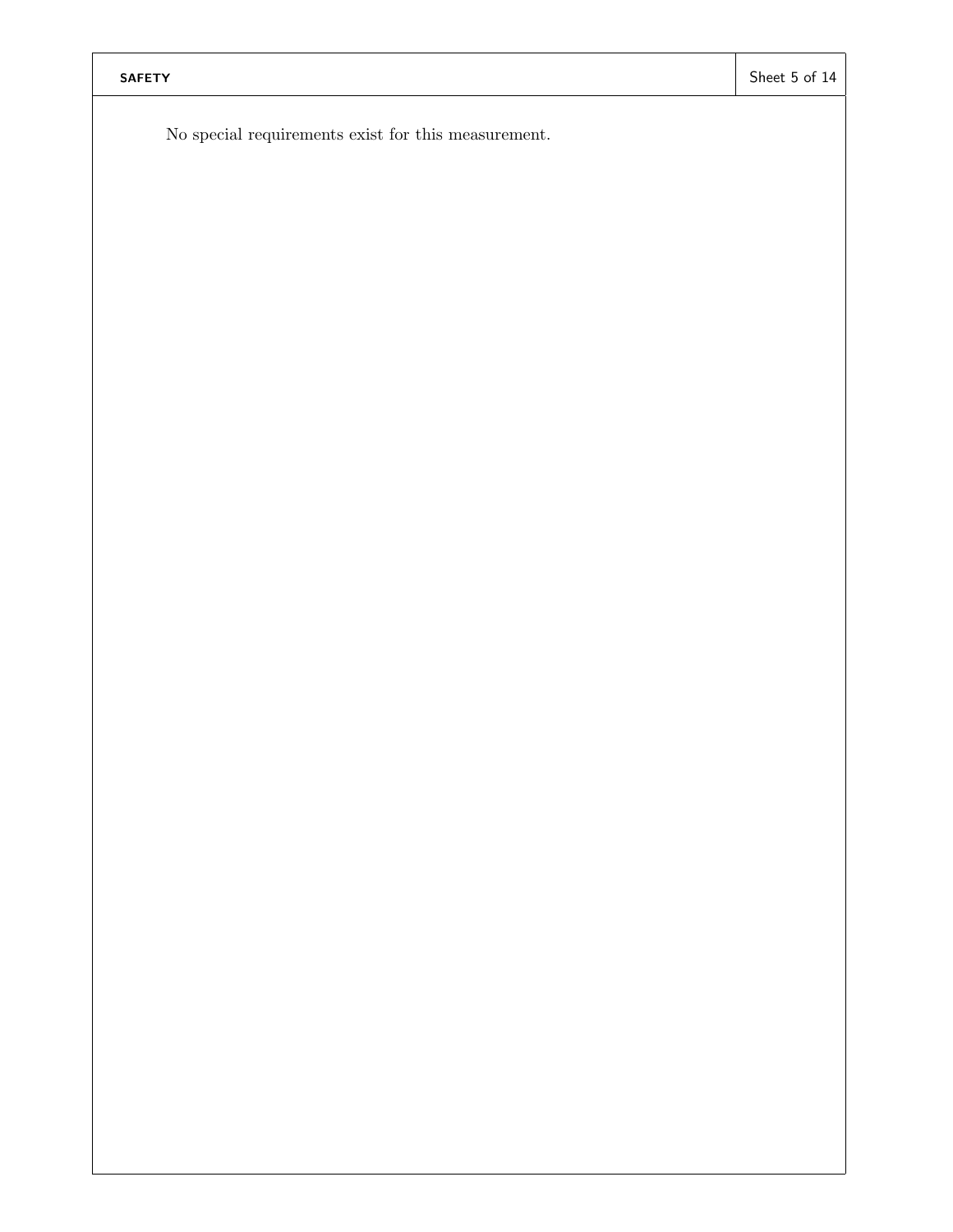## SAFETY

No special requirements exist for this measurement.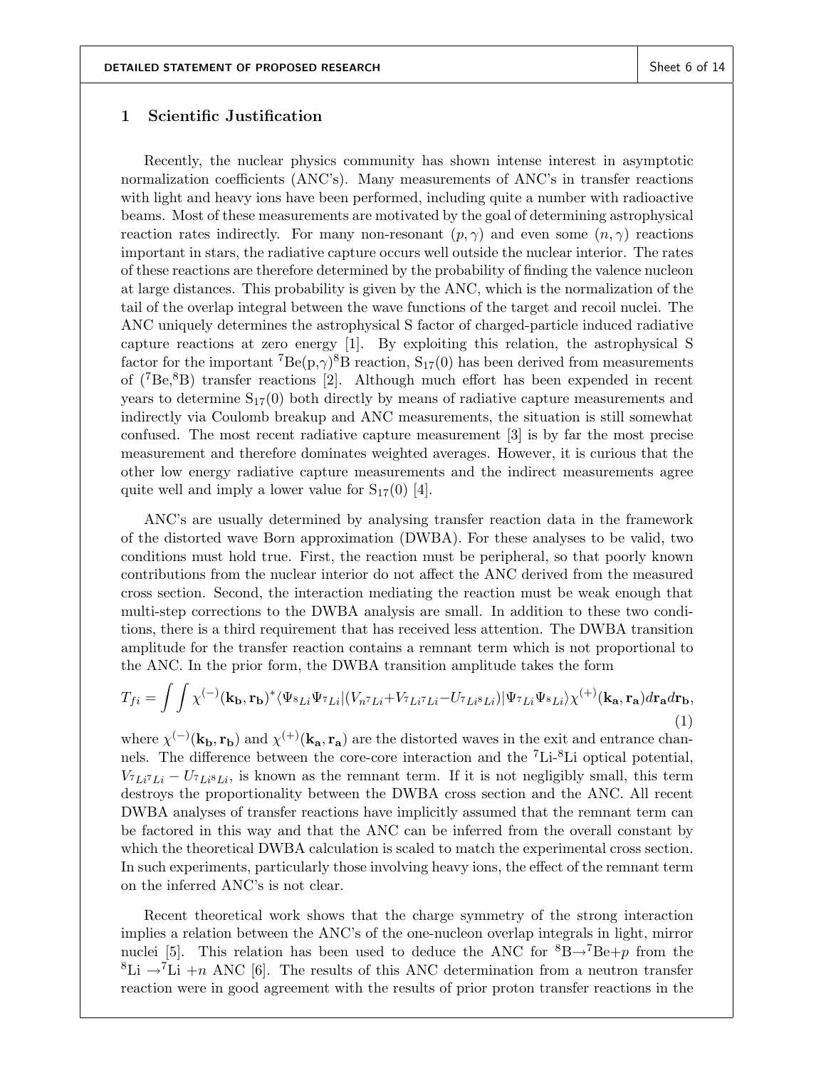## 1 Scientific Justification

Recently, the nuclear physics community has shown intense interest in asymptotic normalization coefficients (ANC's). Many measurements of ANC's in transfer reactions with light and heavy ions have been performed, including quite a number with radioactive beams. Most of these measurements are motivated by the goal of determining astrophysical reaction rates indirectly. For many non-resonant $(p,\gamma)$ and even some $(n,\gamma)$ reactions important in stars, the radiative capture occurs well outside the nuclear interior. The rates of these reactions are therefore determined by the probability of finding the valence nucleon at large distances. This probability is given by the ANC, which is the normalization of the tail of the overlap integral between the wave functions of the target and recoil nuclei. The ANC uniquely determines the astrophysical S factor of charged-particle induced radiative capture reactions at zero energy [1]. By exploiting this relation, the astrophysical S factor for the important $^{7}$Be(p,$\gamma$)$^{8}$B reaction, $S_{17}(0)$ has been derived from measurements of ($^{7}$Be,$^{8}$B) transfer reactions [2]. Although much effort has been expended in recent years to determine $S_{17}(0)$ both directly by means of radiative capture measurements and indirectly via Coulomb breakup and ANC measurements, the situation is still somewhat confused. The most recent radiative capture measurement [3] is by far the most precise measurement and therefore dominates weighted averages. However, it is curious that the other low energy radiative capture measurements and the indirect measurements agree quite well and imply a lower value for $S_{17}(0)$ [4].

ANC's are usually determined by analysing transfer reaction data in the framework of the distorted wave Born approximation (DWBA). For these analyses to be valid, two conditions must hold true. First, the reaction must be peripheral, so that poorly known contributions from the nuclear interior do not affect the ANC derived from the measured cross section. Second, the interaction mediating the reaction must be weak enough that multi-step corrections to the DWBA analysis are small. In addition to these two conditions, there is a third requirement that has received less attention. The DWBA transition amplitude for the transfer reaction contains a remnant term which is not proportional to the ANC. In the prior form, the DWBA transition amplitude takes the form

$$T_{fi} = \int\int \chi^{(-)}(\mathbf{k_b},\mathbf{r_b})^* \langle \Psi_{^8Li}\Psi_{^7Li}|(V_{n^7Li}+V_{^7Li^7Li}-U_{^7Li^8Li})|\Psi_{^7Li}\Psi_{^8Li}\rangle \chi^{(+)}(\mathbf{k_a},\mathbf{r_a})d\mathbf{r_a}d\mathbf{r_b}, \quad (1)$$

where $\chi^{(-)}(\mathbf{k_b},\mathbf{r_b})$ and $\chi^{(+)}(\mathbf{k_a},\mathbf{r_a})$ are the distorted waves in the exit and entrance channels. The difference between the core-core interaction and the $^{7}$Li-$^{8}$Li optical potential, $V_{^7Li^7Li} - U_{^7Li^8Li}$, is known as the remnant term. If it is not negligibly small, this term destroys the proportionality between the DWBA cross section and the ANC. All recent DWBA analyses of transfer reactions have implicitly assumed that the remnant term can be factored in this way and that the ANC can be inferred from the overall constant by which the theoretical DWBA calculation is scaled to match the experimental cross section. In such experiments, particularly those involving heavy ions, the effect of the remnant term on the inferred ANC's is not clear.

Recent theoretical work shows that the charge symmetry of the strong interaction implies a relation between the ANC's of the one-nucleon overlap integrals in light, mirror nuclei [5]. This relation has been used to deduce the ANC for $^{8}$B$\rightarrow$$^{7}$Be+$p$ from the $^{8}$Li $\rightarrow$$^{7}$Li +$n$ ANC [6]. The results of this ANC determination from a neutron transfer reaction were in good agreement with the results of prior proton transfer reactions in the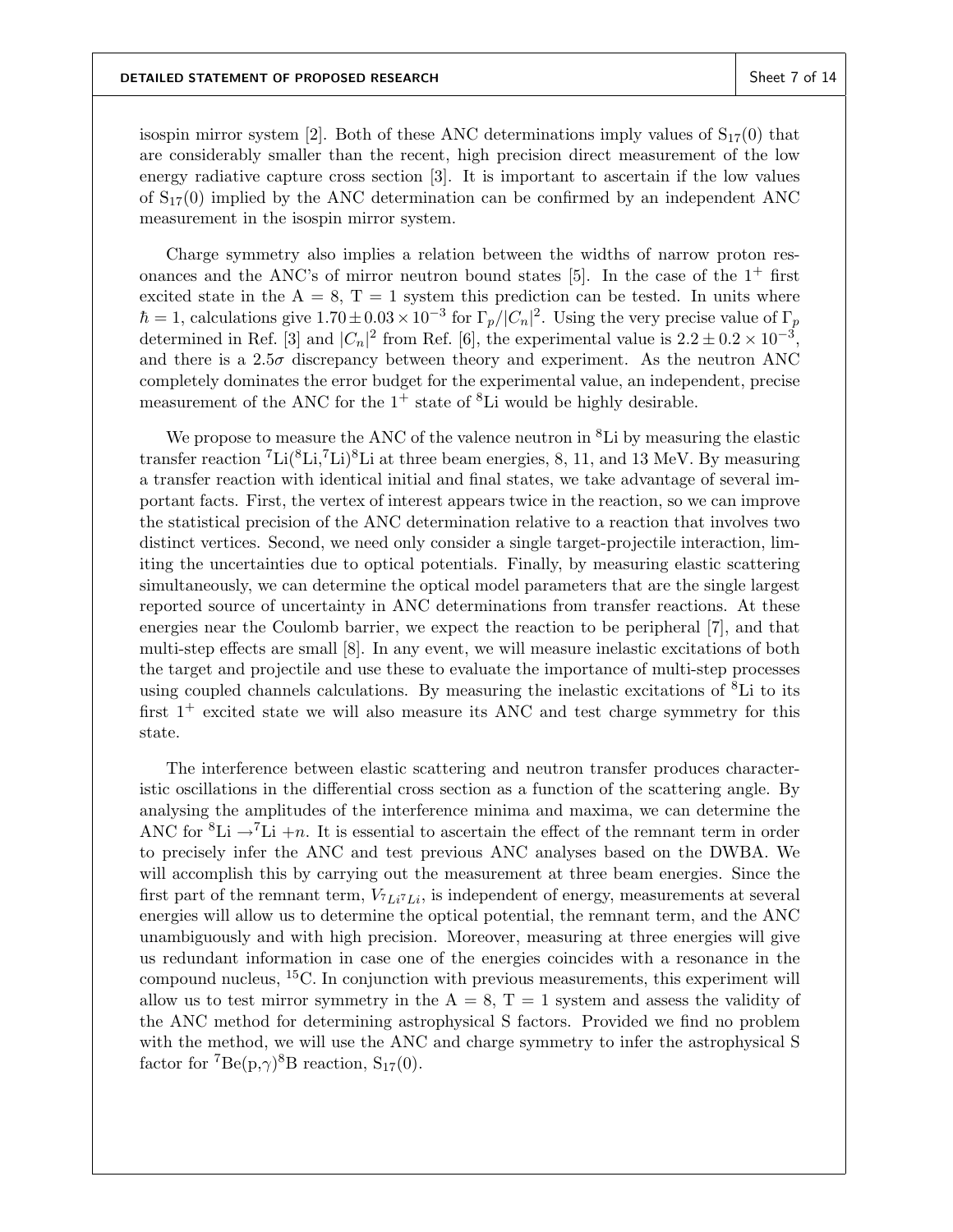isospin mirror system [2]. Both of these ANC determinations imply values of $S_{17}(0)$ that are considerably smaller than the recent, high precision direct measurement of the low energy radiative capture cross section [3]. It is important to ascertain if the low values of $S_{17}(0)$ implied by the ANC determination can be confirmed by an independent ANC measurement in the isospin mirror system.

Charge symmetry also implies a relation between the widths of narrow proton resonances and the ANC's of mirror neutron bound states [5]. In the case of the $1^+$ first excited state in the A = 8, T = 1 system this prediction can be tested. In units where $\hbar = 1$, calculations give $1.70 \pm 0.03 \times 10^{-3}$ for $\Gamma_p/|C_n|^2$. Using the very precise value of $\Gamma_p$ determined in Ref. [3] and $|C_n|^2$ from Ref. [6], the experimental value is $2.2 \pm 0.2 \times 10^{-3}$, and there is a $2.5\sigma$ discrepancy between theory and experiment. As the neutron ANC completely dominates the error budget for the experimental value, an independent, precise measurement of the ANC for the $1^+$ state of $^8$Li would be highly desirable.

We propose to measure the ANC of the valence neutron in $^8$Li by measuring the elastic transfer reaction $^7$Li($^8$Li,$^7$Li)$^8$Li at three beam energies, 8, 11, and 13 MeV. By measuring a transfer reaction with identical initial and final states, we take advantage of several important facts. First, the vertex of interest appears twice in the reaction, so we can improve the statistical precision of the ANC determination relative to a reaction that involves two distinct vertices. Second, we need only consider a single target-projectile interaction, limiting the uncertainties due to optical potentials. Finally, by measuring elastic scattering simultaneously, we can determine the optical model parameters that are the single largest reported source of uncertainty in ANC determinations from transfer reactions. At these energies near the Coulomb barrier, we expect the reaction to be peripheral [7], and that multi-step effects are small [8]. In any event, we will measure inelastic excitations of both the target and projectile and use these to evaluate the importance of multi-step processes using coupled channels calculations. By measuring the inelastic excitations of $^8$Li to its first $1^+$ excited state we will also measure its ANC and test charge symmetry for this state.

The interference between elastic scattering and neutron transfer produces characteristic oscillations in the differential cross section as a function of the scattering angle. By analysing the amplitudes of the interference minima and maxima, we can determine the ANC for $^8\text{Li} \rightarrow {}^7\text{Li} + n$. It is essential to ascertain the effect of the remnant term in order to precisely infer the ANC and test previous ANC analyses based on the DWBA. We will accomplish this by carrying out the measurement at three beam energies. Since the first part of the remnant term, $V_{^7Li^7Li}$, is independent of energy, measurements at several energies will allow us to determine the optical potential, the remnant term, and the ANC unambiguously and with high precision. Moreover, measuring at three energies will give us redundant information in case one of the energies coincides with a resonance in the compound nucleus, $^{15}$C. In conjunction with previous measurements, this experiment will allow us to test mirror symmetry in the A = 8, T = 1 system and assess the validity of the ANC method for determining astrophysical S factors. Provided we find no problem with the method, we will use the ANC and charge symmetry to infer the astrophysical S factor for $^7$Be(p,$\gamma$)$^8$B reaction, $S_{17}(0)$.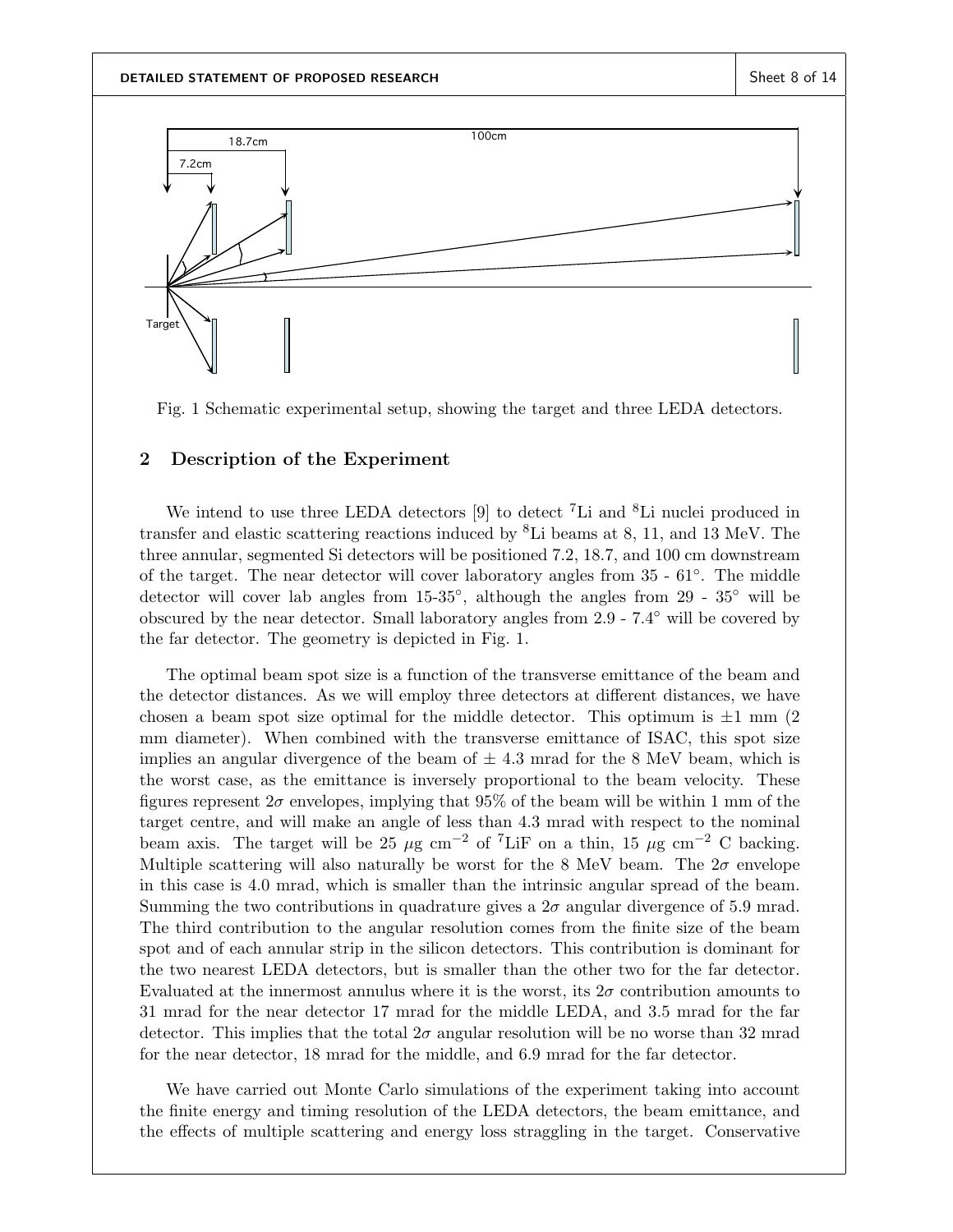Fig. 1 Schematic experimental setup, showing the target and three LEDA detectors.

## 2 Description of the Experiment

We intend to use three LEDA detectors [9] to detect $^{7}$Li and $^{8}$Li nuclei produced in transfer and elastic scattering reactions induced by $^{8}$Li beams at 8, 11, and 13 MeV. The three annular, segmented Si detectors will be positioned 7.2, 18.7, and 100 cm downstream of the target. The near detector will cover laboratory angles from 35 - 61°. The middle detector will cover lab angles from 15-35°, although the angles from 29 - 35° will be obscured by the near detector. Small laboratory angles from 2.9 - 7.4° will be covered by the far detector. The geometry is depicted in Fig. 1.

The optimal beam spot size is a function of the transverse emittance of the beam and the detector distances. As we will employ three detectors at different distances, we have chosen a beam spot size optimal for the middle detector. This optimum is $\pm 1$ mm (2 mm diameter). When combined with the transverse emittance of ISAC, this spot size implies an angular divergence of the beam of $\pm$ 4.3 mrad for the 8 MeV beam, which is the worst case, as the emittance is inversely proportional to the beam velocity. These figures represent $2\sigma$ envelopes, implying that 95% of the beam will be within 1 mm of the target centre, and will make an angle of less than 4.3 mrad with respect to the nominal beam axis. The target will be 25 $\mu$g cm$^{-2}$ of $^{7}$LiF on a thin, 15 $\mu$g cm$^{-2}$ C backing. Multiple scattering will also naturally be worst for the 8 MeV beam. The $2\sigma$ envelope in this case is 4.0 mrad, which is smaller than the intrinsic angular spread of the beam. Summing the two contributions in quadrature gives a $2\sigma$ angular divergence of 5.9 mrad. The third contribution to the angular resolution comes from the finite size of the beam spot and of each annular strip in the silicon detectors. This contribution is dominant for the two nearest LEDA detectors, but is smaller than the other two for the far detector. Evaluated at the innermost annulus where it is the worst, its $2\sigma$ contribution amounts to 31 mrad for the near detector 17 mrad for the middle LEDA, and 3.5 mrad for the far detector. This implies that the total $2\sigma$ angular resolution will be no worse than 32 mrad for the near detector, 18 mrad for the middle, and 6.9 mrad for the far detector.

We have carried out Monte Carlo simulations of the experiment taking into account the finite energy and timing resolution of the LEDA detectors, the beam emittance, and the effects of multiple scattering and energy loss straggling in the target. Conservative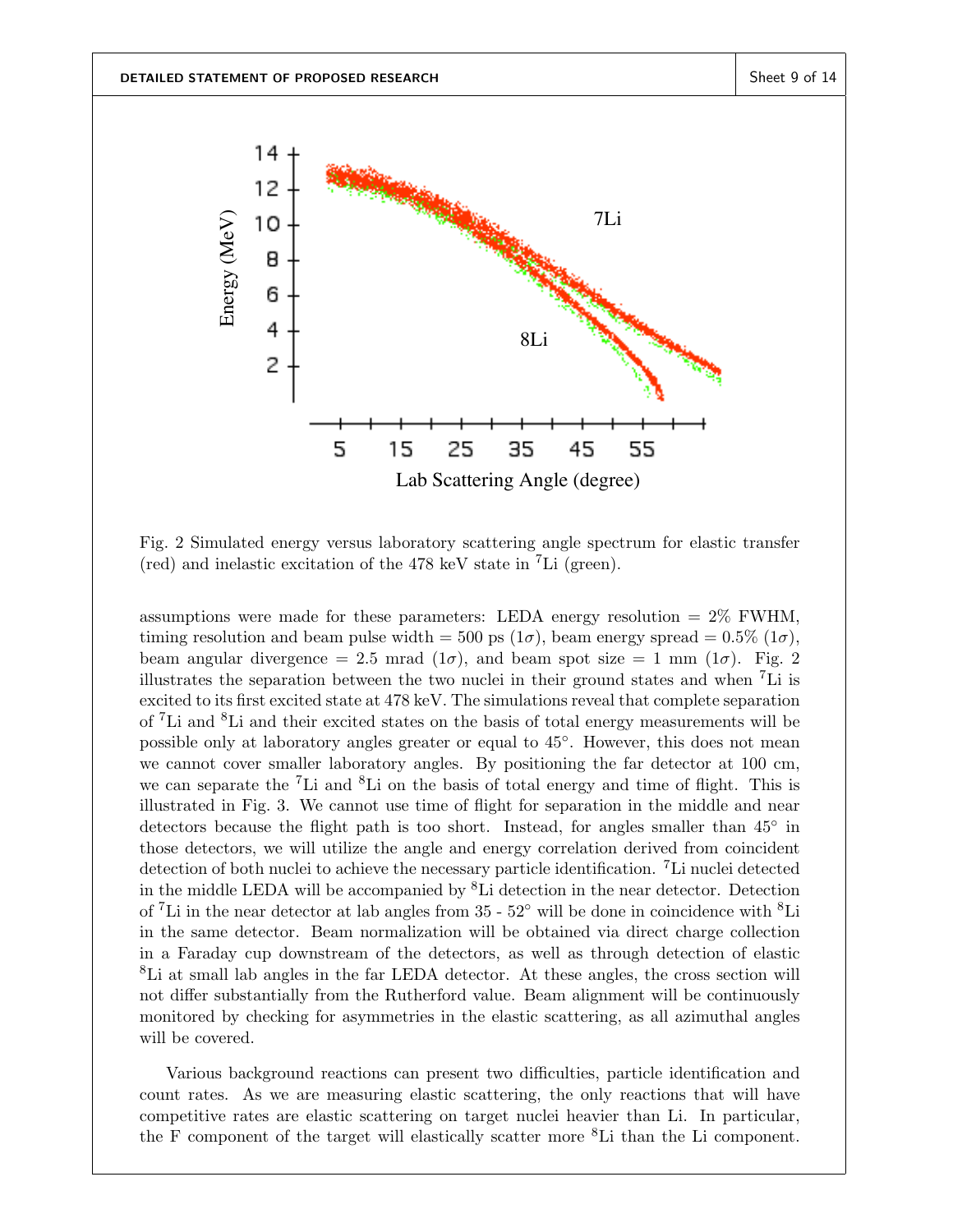Fig. 2 Simulated energy versus laboratory scattering angle spectrum for elastic transfer (red) and inelastic excitation of the 478 keV state in $^{7}$Li (green).

assumptions were made for these parameters: LEDA energy resolution = 2% FWHM, timing resolution and beam pulse width = 500 ps ($1\sigma$), beam energy spread = 0.5% ($1\sigma$), beam angular divergence = 2.5 mrad ($1\sigma$), and beam spot size = 1 mm ($1\sigma$). Fig. 2 illustrates the separation between the two nuclei in their ground states and when $^{7}$Li is excited to its first excited state at 478 keV. The simulations reveal that complete separation of $^{7}$Li and $^{8}$Li and their excited states on the basis of total energy measurements will be possible only at laboratory angles greater or equal to 45°. However, this does not mean we cannot cover smaller laboratory angles. By positioning the far detector at 100 cm, we can separate the $^{7}$Li and $^{8}$Li on the basis of total energy and time of flight. This is illustrated in Fig. 3. We cannot use time of flight for separation in the middle and near detectors because the flight path is too short. Instead, for angles smaller than 45° in those detectors, we will utilize the angle and energy correlation derived from coincident detection of both nuclei to achieve the necessary particle identification. $^{7}$Li nuclei detected in the middle LEDA will be accompanied by $^{8}$Li detection in the near detector. Detection of $^{7}$Li in the near detector at lab angles from 35 - 52° will be done in coincidence with $^{8}$Li in the same detector. Beam normalization will be obtained via direct charge collection in a Faraday cup downstream of the detectors, as well as through detection of elastic $^{8}$Li at small lab angles in the far LEDA detector. At these angles, the cross section will not differ substantially from the Rutherford value. Beam alignment will be continuously monitored by checking for asymmetries in the elastic scattering, as all azimuthal angles will be covered.

Various background reactions can present two difficulties, particle identification and count rates. As we are measuring elastic scattering, the only reactions that will have competitive rates are elastic scattering on target nuclei heavier than Li. In particular, the F component of the target will elastically scatter more $^{8}$Li than the Li component.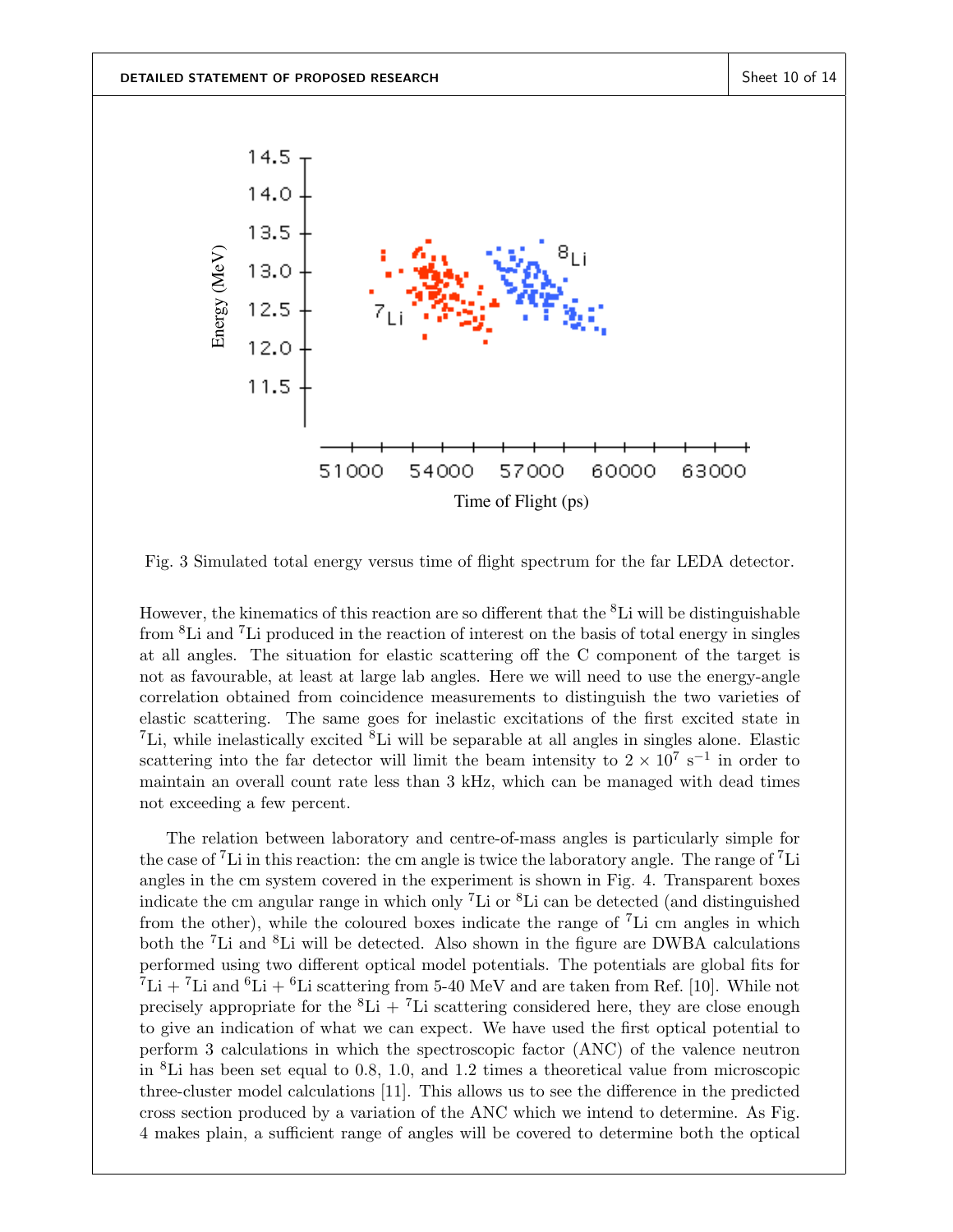Fig. 3 Simulated total energy versus time of flight spectrum for the far LEDA detector.

However, the kinematics of this reaction are so different that the $^8$Li will be distinguishable from $^8$Li and $^7$Li produced in the reaction of interest on the basis of total energy in singles at all angles. The situation for elastic scattering off the C component of the target is not as favourable, at least at large lab angles. Here we will need to use the energy-angle correlation obtained from coincidence measurements to distinguish the two varieties of elastic scattering. The same goes for inelastic excitations of the first excited state in $^7$Li, while inelastically excited $^8$Li will be separable at all angles in singles alone. Elastic scattering into the far detector will limit the beam intensity to $2 \times 10^7$ s$^{-1}$ in order to maintain an overall count rate less than 3 kHz, which can be managed with dead times not exceeding a few percent.

The relation between laboratory and centre-of-mass angles is particularly simple for the case of $^7$Li in this reaction: the cm angle is twice the laboratory angle. The range of $^7$Li angles in the cm system covered in the experiment is shown in Fig. 4. Transparent boxes indicate the cm angular range in which only $^7$Li or $^8$Li can be detected (and distinguished from the other), while the coloured boxes indicate the range of $^7$Li cm angles in which both the $^7$Li and $^8$Li will be detected. Also shown in the figure are DWBA calculations performed using two different optical model potentials. The potentials are global fits for $^7$Li + $^7$Li and $^6$Li + $^6$Li scattering from 5-40 MeV and are taken from Ref. [10]. While not precisely appropriate for the $^8$Li + $^7$Li scattering considered here, they are close enough to give an indication of what we can expect. We have used the first optical potential to perform 3 calculations in which the spectroscopic factor (ANC) of the valence neutron in $^8$Li has been set equal to 0.8, 1.0, and 1.2 times a theoretical value from microscopic three-cluster model calculations [11]. This allows us to see the difference in the predicted cross section produced by a variation of the ANC which we intend to determine. As Fig. 4 makes plain, a sufficient range of angles will be covered to determine both the optical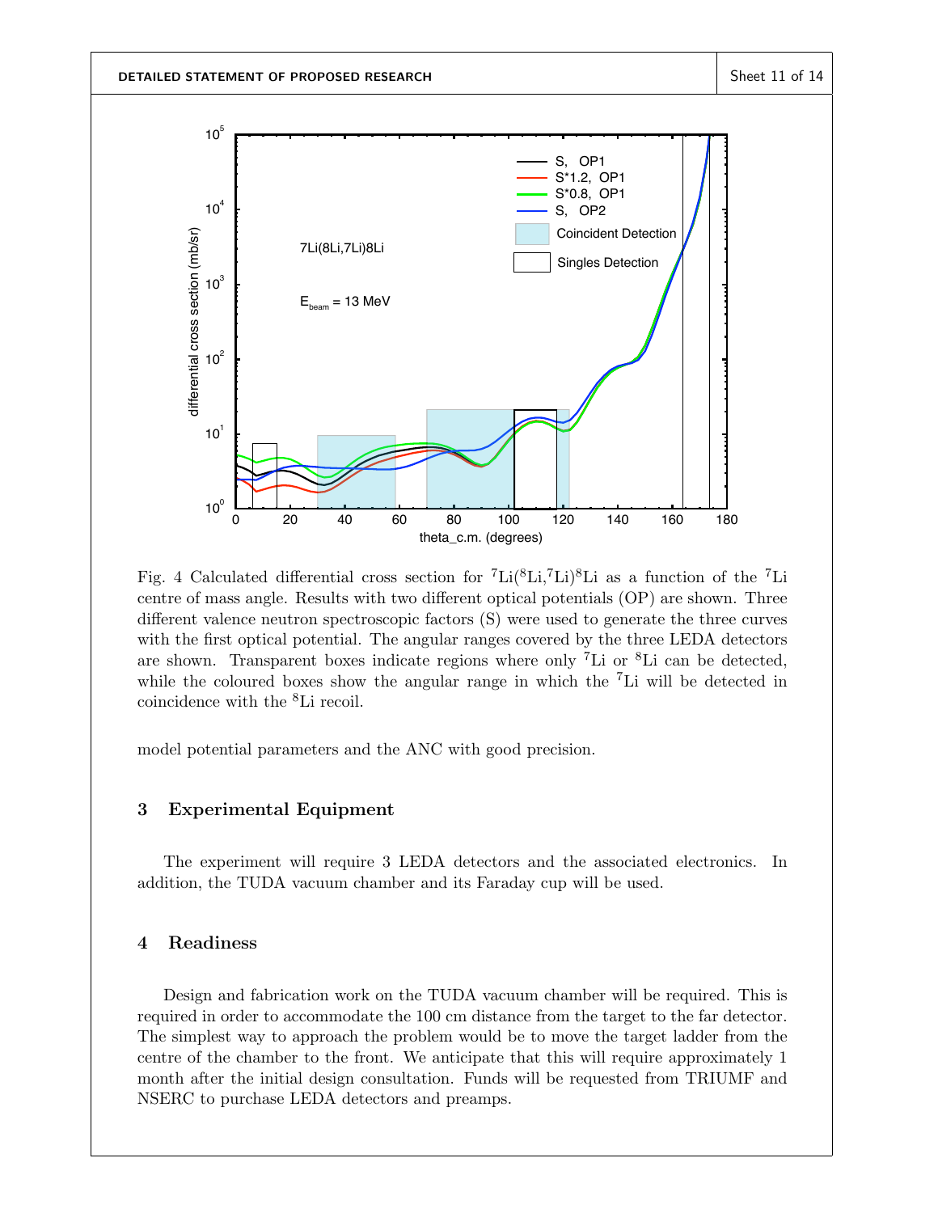Fig. 4 Calculated differential cross section for $^{7}$Li($^{8}$Li,$^{7}$Li)$^{8}$Li as a function of the $^{7}$Li centre of mass angle. Results with two different optical potentials (OP) are shown. Three different valence neutron spectroscopic factors (S) were used to generate the three curves with the first optical potential. The angular ranges covered by the three LEDA detectors are shown. Transparent boxes indicate regions where only $^{7}$Li or $^{8}$Li can be detected, while the coloured boxes show the angular range in which the $^{7}$Li will be detected in coincidence with the $^{8}$Li recoil.

model potential parameters and the ANC with good precision.

## 3 Experimental Equipment

The experiment will require 3 LEDA detectors and the associated electronics. In addition, the TUDA vacuum chamber and its Faraday cup will be used.

## 4 Readiness

Design and fabrication work on the TUDA vacuum chamber will be required. This is required in order to accommodate the 100 cm distance from the target to the far detector. The simplest way to approach the problem would be to move the target ladder from the centre of the chamber to the front. We anticipate that this will require approximately 1 month after the initial design consultation. Funds will be requested from TRIUMF and NSERC to purchase LEDA detectors and preamps.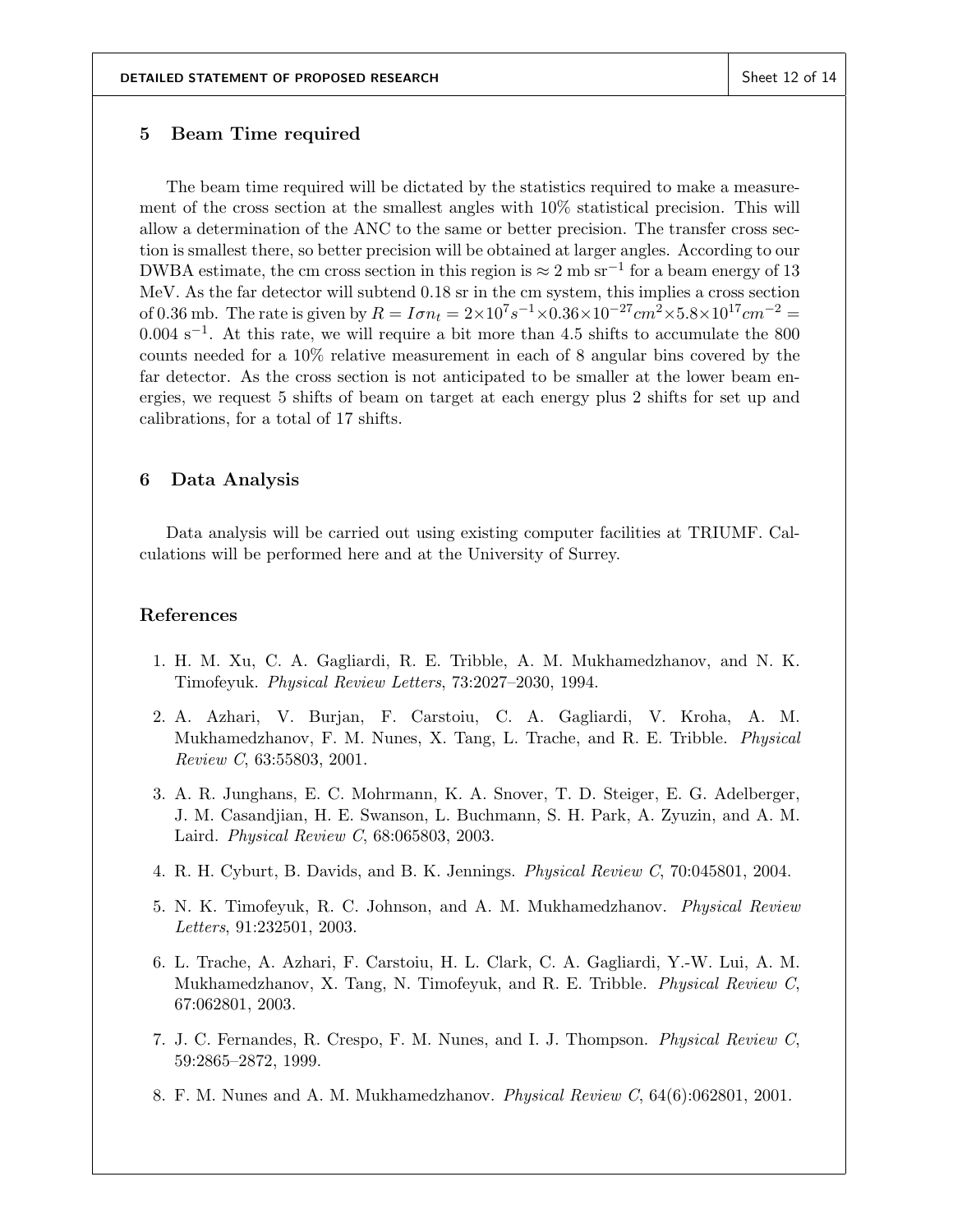## 5 Beam Time required

The beam time required will be dictated by the statistics required to make a measurement of the cross section at the smallest angles with 10% statistical precision. This will allow a determination of the ANC to the same or better precision. The transfer cross section is smallest there, so better precision will be obtained at larger angles. According to our DWBA estimate, the cm cross section in this region is $\approx 2$ mb sr$^{-1}$ for a beam energy of 13 MeV. As the far detector will subtend 0.18 sr in the cm system, this implies a cross section of 0.36 mb. The rate is given by $R = I\sigma n_t = 2{\times}10^7 s^{-1} {\times} 0.36{\times}10^{-27} cm^2 {\times} 5.8{\times}10^{17} cm^{-2} = 0.004$ s$^{-1}$. At this rate, we will require a bit more than 4.5 shifts to accumulate the 800 counts needed for a 10% relative measurement in each of 8 angular bins covered by the far detector. As the cross section is not anticipated to be smaller at the lower beam energies, we request 5 shifts of beam on target at each energy plus 2 shifts for set up and calibrations, for a total of 17 shifts.

## 6 Data Analysis

Data analysis will be carried out using existing computer facilities at TRIUMF. Calculations will be performed here and at the University of Surrey.

## References

1. H. M. Xu, C. A. Gagliardi, R. E. Tribble, A. M. Mukhamedzhanov, and N. K. Timofeyuk. *Physical Review Letters*, 73:2027–2030, 1994.
2. A. Azhari, V. Burjan, F. Carstoiu, C. A. Gagliardi, V. Kroha, A. M. Mukhamedzhanov, F. M. Nunes, X. Tang, L. Trache, and R. E. Tribble. *Physical Review C*, 63:55803, 2001.
3. A. R. Junghans, E. C. Mohrmann, K. A. Snover, T. D. Steiger, E. G. Adelberger, J. M. Casandjian, H. E. Swanson, L. Buchmann, S. H. Park, A. Zyuzin, and A. M. Laird. *Physical Review C*, 68:065803, 2003.
4. R. H. Cyburt, B. Davids, and B. K. Jennings. *Physical Review C*, 70:045801, 2004.
5. N. K. Timofeyuk, R. C. Johnson, and A. M. Mukhamedzhanov. *Physical Review Letters*, 91:232501, 2003.
6. L. Trache, A. Azhari, F. Carstoiu, H. L. Clark, C. A. Gagliardi, Y.-W. Lui, A. M. Mukhamedzhanov, X. Tang, N. Timofeyuk, and R. E. Tribble. *Physical Review C*, 67:062801, 2003.
7. J. C. Fernandes, R. Crespo, F. M. Nunes, and I. J. Thompson. *Physical Review C*, 59:2865–2872, 1999.
8. F. M. Nunes and A. M. Mukhamedzhanov. *Physical Review C*, 64(6):062801, 2001.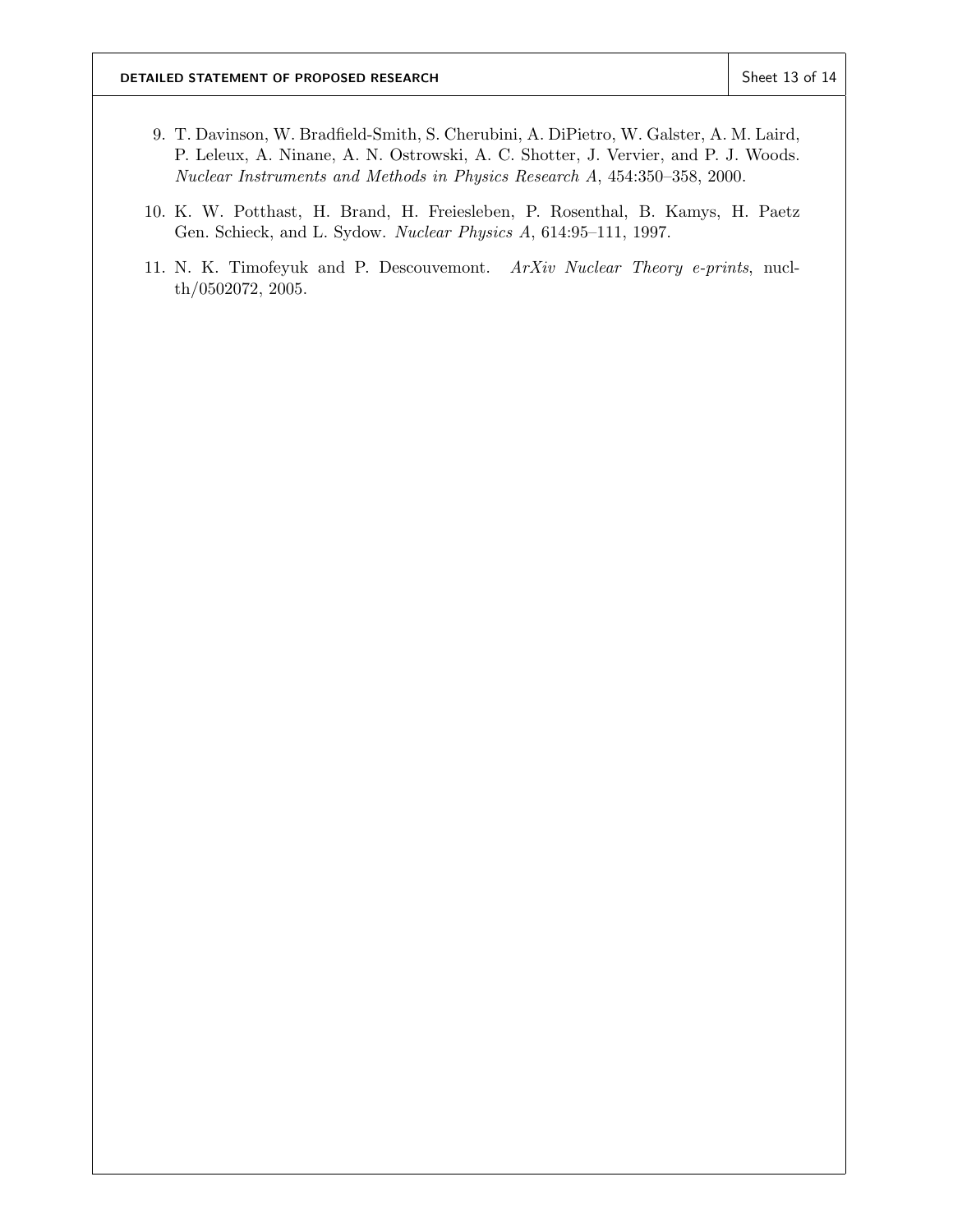9. T. Davinson, W. Bradfield-Smith, S. Cherubini, A. DiPietro, W. Galster, A. M. Laird, P. Leleux, A. Ninane, A. N. Ostrowski, A. C. Shotter, J. Vervier, and P. J. Woods. *Nuclear Instruments and Methods in Physics Research A*, 454:350–358, 2000.

10. K. W. Potthast, H. Brand, H. Freiesleben, P. Rosenthal, B. Kamys, H. Paetz Gen. Schieck, and L. Sydow. *Nuclear Physics A*, 614:95–111, 1997.

11. N. K. Timofeyuk and P. Descouvemont. *ArXiv Nuclear Theory e-prints*, nucl-th/0502072, 2005.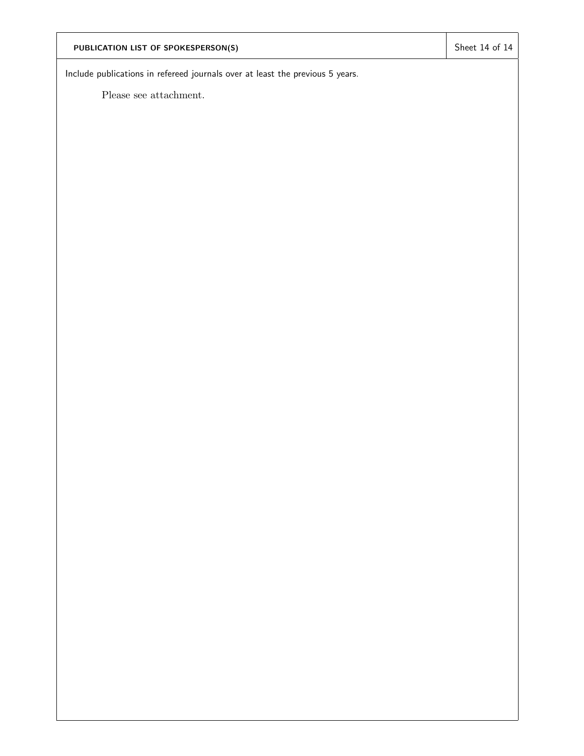## PUBLICATION LIST OF SPOKESPERSON(S)

Include publications in refereed journals over at least the previous 5 years.

Please see attachment.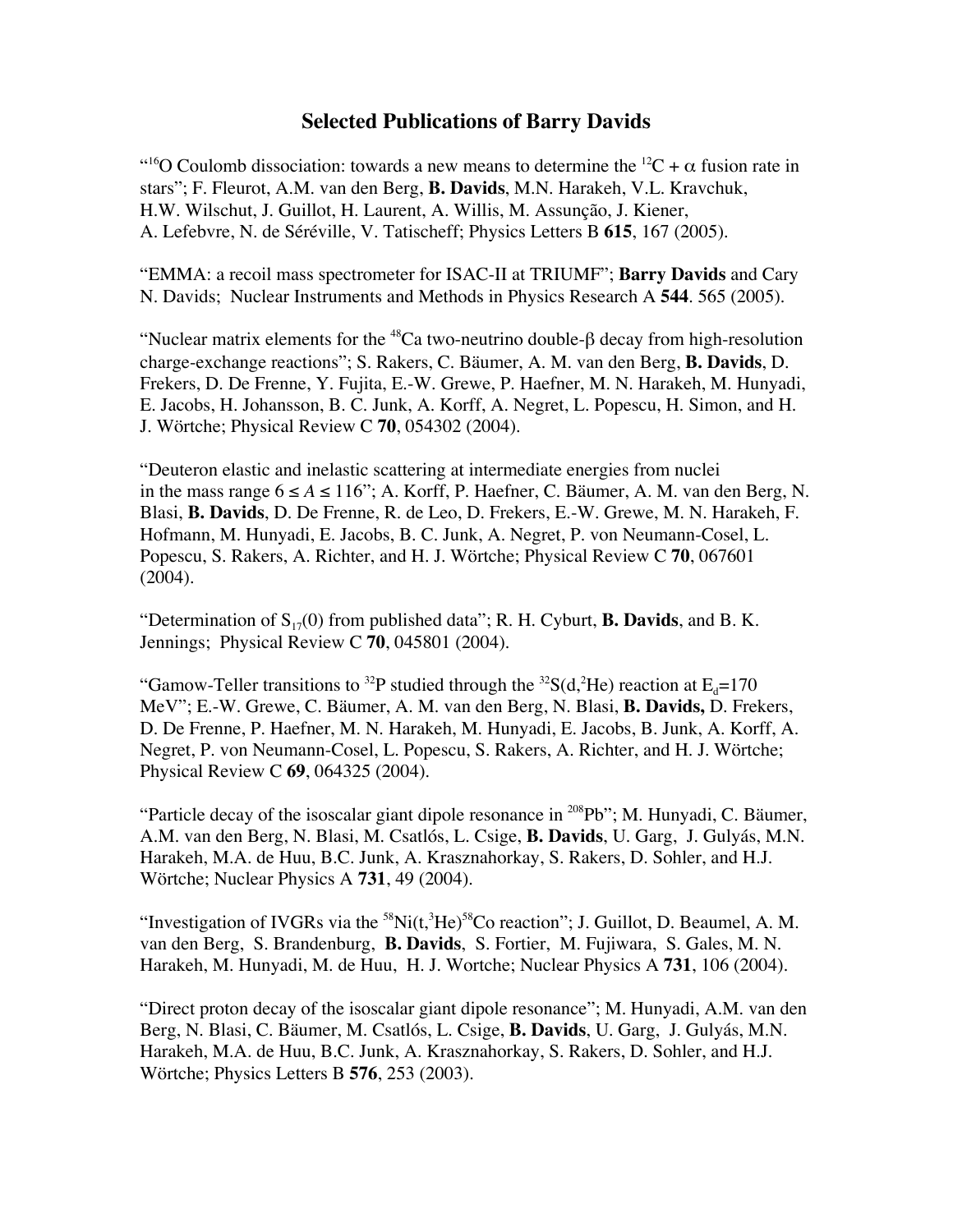# Selected Publications of Barry Davids

"$^{16}$O Coulomb dissociation: towards a new means to determine the $^{12}$C + $\alpha$ fusion rate in stars"; F. Fleurot, A.M. van den Berg, **B. Davids**, M.N. Harakeh, V.L. Kravchuk, H.W. Wilschut, J. Guillot, H. Laurent, A. Willis, M. Assunção, J. Kiener, A. Lefebvre, N. de Séréville, V. Tatischeff; Physics Letters B **615**, 167 (2005).

"EMMA: a recoil mass spectrometer for ISAC-II at TRIUMF"; **Barry Davids** and Cary N. Davids; Nuclear Instruments and Methods in Physics Research A **544**. 565 (2005).

"Nuclear matrix elements for the $^{48}$Ca two-neutrino double-$\beta$ decay from high-resolution charge-exchange reactions"; S. Rakers, C. Bäumer, A. M. van den Berg, **B. Davids**, D. Frekers, D. De Frenne, Y. Fujita, E.-W. Grewe, P. Haefner, M. N. Harakeh, M. Hunyadi, E. Jacobs, H. Johansson, B. C. Junk, A. Korff, A. Negret, L. Popescu, H. Simon, and H. J. Wörtche; Physical Review C **70**, 054302 (2004).

"Deuteron elastic and inelastic scattering at intermediate energies from nuclei in the mass range $6 \leq A \leq 116$"; A. Korff, P. Haefner, C. Bäumer, A. M. van den Berg, N. Blasi, **B. Davids**, D. De Frenne, R. de Leo, D. Frekers, E.-W. Grewe, M. N. Harakeh, F. Hofmann, M. Hunyadi, E. Jacobs, B. C. Junk, A. Negret, P. von Neumann-Cosel, L. Popescu, S. Rakers, A. Richter, and H. J. Wörtche; Physical Review C **70**, 067601 (2004).

"Determination of $S_{17}(0)$ from published data"; R. H. Cyburt, **B. Davids**, and B. K. Jennings; Physical Review C **70**, 045801 (2004).

"Gamow-Teller transitions to $^{32}$P studied through the $^{32}$S(d,$^{2}$He) reaction at $E_d$=170 MeV"; E.-W. Grewe, C. Bäumer, A. M. van den Berg, N. Blasi, **B. Davids,** D. Frekers, D. De Frenne, P. Haefner, M. N. Harakeh, M. Hunyadi, E. Jacobs, B. Junk, A. Korff, A. Negret, P. von Neumann-Cosel, L. Popescu, S. Rakers, A. Richter, and H. J. Wörtche; Physical Review C **69**, 064325 (2004).

"Particle decay of the isoscalar giant dipole resonance in $^{208}$Pb"; M. Hunyadi, C. Bäumer, A.M. van den Berg, N. Blasi, M. Csatlós, L. Csige, **B. Davids**, U. Garg, J. Gulyás, M.N. Harakeh, M.A. de Huu, B.C. Junk, A. Krasznahorkay, S. Rakers, D. Sohler, and H.J. Wörtche; Nuclear Physics A **731**, 49 (2004).

"Investigation of IVGRs via the $^{58}$Ni(t,$^{3}$He)$^{58}$Co reaction"; J. Guillot, D. Beaumel, A. M. van den Berg, S. Brandenburg, **B. Davids**, S. Fortier, M. Fujiwara, S. Gales, M. N. Harakeh, M. Hunyadi, M. de Huu, H. J. Wortche; Nuclear Physics A **731**, 106 (2004).

"Direct proton decay of the isoscalar giant dipole resonance"; M. Hunyadi, A.M. van den Berg, N. Blasi, C. Bäumer, M. Csatlós, L. Csige, **B. Davids**, U. Garg, J. Gulyás, M.N. Harakeh, M.A. de Huu, B.C. Junk, A. Krasznahorkay, S. Rakers, D. Sohler, and H.J. Wörtche; Physics Letters B **576**, 253 (2003).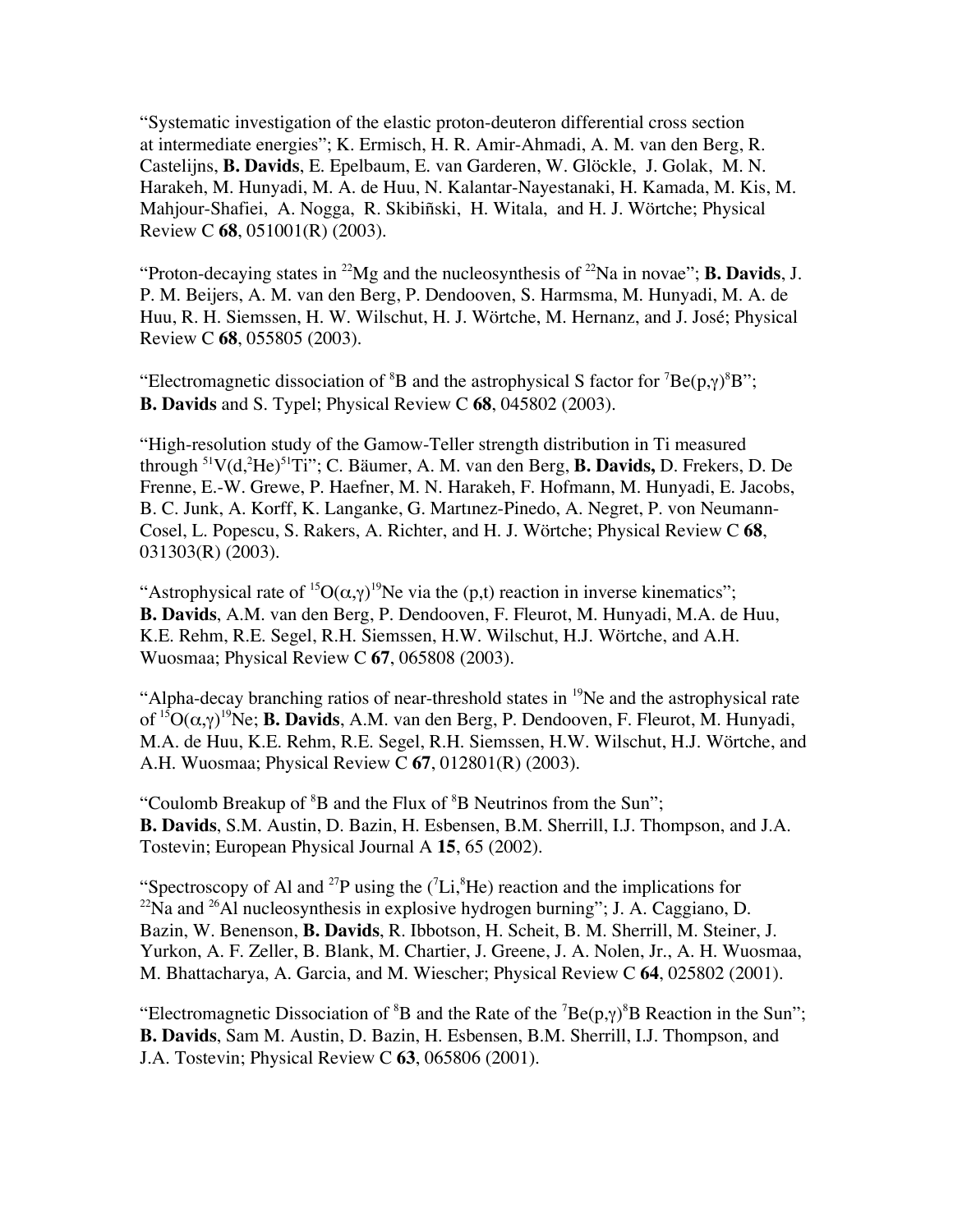"Systematic investigation of the elastic proton-deuteron differential cross section at intermediate energies"; K. Ermisch, H. R. Amir-Ahmadi, A. M. van den Berg, R. Castelijns, **B. Davids**, E. Epelbaum, E. van Garderen, W. Glöckle, J. Golak, M. N. Harakeh, M. Hunyadi, M. A. de Huu, N. Kalantar-Nayestanaki, H. Kamada, M. Kis, M. Mahjour-Shafiei, A. Nogga, R. Skibiñski, H. Witala, and H. J. Wörtche; Physical Review C **68**, 051001(R) (2003).

"Proton-decaying states in $^{22}Mg$ and the nucleosynthesis of $^{22}Na$ in novae"; **B. Davids**, J. P. M. Beijers, A. M. van den Berg, P. Dendooven, S. Harmsma, M. Hunyadi, M. A. de Huu, R. H. Siemssen, H. W. Wilschut, H. J. Wörtche, M. Hernanz, and J. José; Physical Review C **68**, 055805 (2003).

"Electromagnetic dissociation of $^{8}B$ and the astrophysical S factor for $^{7}Be(p,\gamma)^{8}B$"; **B. Davids** and S. Typel; Physical Review C **68**, 045802 (2003).

"High-resolution study of the Gamow-Teller strength distribution in Ti measured through $^{51}V(d,^{2}He)^{51}Ti$"; C. Bäumer, A. M. van den Berg, **B. Davids,** D. Frekers, D. De Frenne, E.-W. Grewe, P. Haefner, M. N. Harakeh, F. Hofmann, M. Hunyadi, E. Jacobs, B. C. Junk, A. Korff, K. Langanke, G. Martınez-Pinedo, A. Negret, P. von Neumann-Cosel, L. Popescu, S. Rakers, A. Richter, and H. J. Wörtche; Physical Review C **68**, 031303(R) (2003).

"Astrophysical rate of $^{15}O(\alpha,\gamma)^{19}Ne$ via the (p,t) reaction in inverse kinematics"; **B. Davids**, A.M. van den Berg, P. Dendooven, F. Fleurot, M. Hunyadi, M.A. de Huu, K.E. Rehm, R.E. Segel, R.H. Siemssen, H.W. Wilschut, H.J. Wörtche, and A.H. Wuosmaa; Physical Review C **67**, 065808 (2003).

"Alpha-decay branching ratios of near-threshold states in $^{19}Ne$ and the astrophysical rate of $^{15}O(\alpha,\gamma)^{19}Ne$; **B. Davids**, A.M. van den Berg, P. Dendooven, F. Fleurot, M. Hunyadi, M.A. de Huu, K.E. Rehm, R.E. Segel, R.H. Siemssen, H.W. Wilschut, H.J. Wörtche, and A.H. Wuosmaa; Physical Review C **67**, 012801(R) (2003).

"Coulomb Breakup of $^{8}B$ and the Flux of $^{8}B$ Neutrinos from the Sun"; **B. Davids**, S.M. Austin, D. Bazin, H. Esbensen, B.M. Sherrill, I.J. Thompson, and J.A. Tostevin; European Physical Journal A **15**, 65 (2002).

"Spectroscopy of Al and $^{27}P$ using the ($^{7}Li$,$^{8}He$) reaction and the implications for $^{22}Na$ and $^{26}Al$ nucleosynthesis in explosive hydrogen burning"; J. A. Caggiano, D. Bazin, W. Benenson, **B. Davids**, R. Ibbotson, H. Scheit, B. M. Sherrill, M. Steiner, J. Yurkon, A. F. Zeller, B. Blank, M. Chartier, J. Greene, J. A. Nolen, Jr., A. H. Wuosmaa, M. Bhattacharya, A. Garcia, and M. Wiescher; Physical Review C **64**, 025802 (2001).

"Electromagnetic Dissociation of $^{8}B$ and the Rate of the $^{7}Be(p,\gamma)^{8}B$ Reaction in the Sun"; **B. Davids**, Sam M. Austin, D. Bazin, H. Esbensen, B.M. Sherrill, I.J. Thompson, and J.A. Tostevin; Physical Review C **63**, 065806 (2001).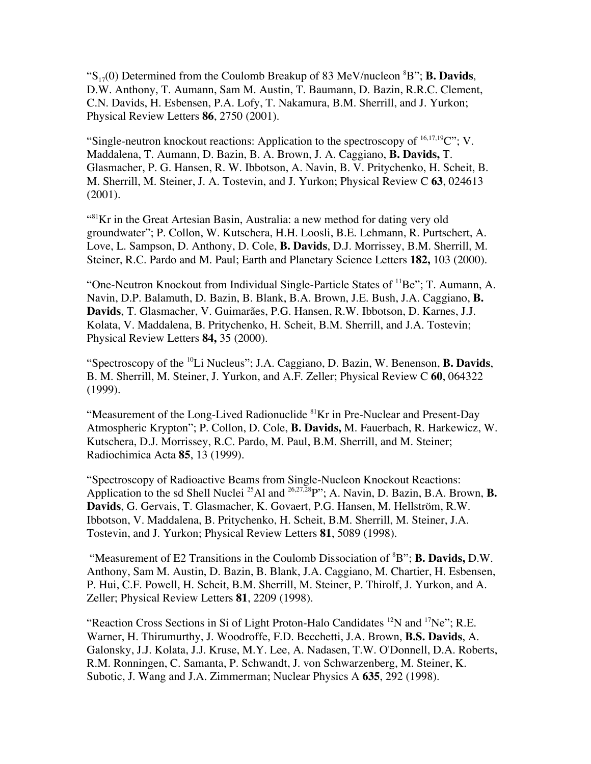"$S_{17}(0)$ Determined from the Coulomb Breakup of 83 MeV/nucleon $^{8}B$"; **B. Davids**, D.W. Anthony, T. Aumann, Sam M. Austin, T. Baumann, D. Bazin, R.R.C. Clement, C.N. Davids, H. Esbensen, P.A. Lofy, T. Nakamura, B.M. Sherrill, and J. Yurkon; Physical Review Letters **86**, 2750 (2001).

"Single-neutron knockout reactions: Application to the spectroscopy of $^{16,17,19}C$"; V. Maddalena, T. Aumann, D. Bazin, B. A. Brown, J. A. Caggiano, **B. Davids,** T. Glasmacher, P. G. Hansen, R. W. Ibbotson, A. Navin, B. V. Pritychenko, H. Scheit, B. M. Sherrill, M. Steiner, J. A. Tostevin, and J. Yurkon; Physical Review C **63**, 024613 (2001).

"$^{81}Kr$ in the Great Artesian Basin, Australia: a new method for dating very old groundwater"; P. Collon, W. Kutschera, H.H. Loosli, B.E. Lehmann, R. Purtschert, A. Love, L. Sampson, D. Anthony, D. Cole, **B. Davids**, D.J. Morrissey, B.M. Sherrill, M. Steiner, R.C. Pardo and M. Paul; Earth and Planetary Science Letters **182,** 103 (2000).

"One-Neutron Knockout from Individual Single-Particle States of $^{11}Be$"; T. Aumann, A. Navin, D.P. Balamuth, D. Bazin, B. Blank, B.A. Brown, J.E. Bush, J.A. Caggiano, **B. Davids**, T. Glasmacher, V. Guimarães, P.G. Hansen, R.W. Ibbotson, D. Karnes, J.J. Kolata, V. Maddalena, B. Pritychenko, H. Scheit, B.M. Sherrill, and J.A. Tostevin; Physical Review Letters **84,** 35 (2000).

"Spectroscopy of the $^{10}Li$ Nucleus"; J.A. Caggiano, D. Bazin, W. Benenson, **B. Davids**, B. M. Sherrill, M. Steiner, J. Yurkon, and A.F. Zeller; Physical Review C **60**, 064322 (1999).

"Measurement of the Long-Lived Radionuclide $^{81}Kr$ in Pre-Nuclear and Present-Day Atmospheric Krypton"; P. Collon, D. Cole, **B. Davids,** M. Fauerbach, R. Harkewicz, W. Kutschera, D.J. Morrissey, R.C. Pardo, M. Paul, B.M. Sherrill, and M. Steiner; Radiochimica Acta **85**, 13 (1999).

"Spectroscopy of Radioactive Beams from Single-Nucleon Knockout Reactions: Application to the sd Shell Nuclei $^{25}Al$ and $^{26,27,28}P$"; A. Navin, D. Bazin, B.A. Brown, **B. Davids**, G. Gervais, T. Glasmacher, K. Govaert, P.G. Hansen, M. Hellström, R.W. Ibbotson, V. Maddalena, B. Pritychenko, H. Scheit, B.M. Sherrill, M. Steiner, J.A. Tostevin, and J. Yurkon; Physical Review Letters **81**, 5089 (1998).

"Measurement of E2 Transitions in the Coulomb Dissociation of $^{8}B$"; **B. Davids,** D.W. Anthony, Sam M. Austin, D. Bazin, B. Blank, J.A. Caggiano, M. Chartier, H. Esbensen, P. Hui, C.F. Powell, H. Scheit, B.M. Sherrill, M. Steiner, P. Thirolf, J. Yurkon, and A. Zeller; Physical Review Letters **81**, 2209 (1998).

"Reaction Cross Sections in Si of Light Proton-Halo Candidates $^{12}N$ and $^{17}Ne$"; R.E. Warner, H. Thirumurthy, J. Woodroffe, F.D. Becchetti, J.A. Brown, **B.S. Davids**, A. Galonsky, J.J. Kolata, J.J. Kruse, M.Y. Lee, A. Nadasen, T.W. O'Donnell, D.A. Roberts, R.M. Ronningen, C. Samanta, P. Schwandt, J. von Schwarzenberg, M. Steiner, K. Subotic, J. Wang and J.A. Zimmerman; Nuclear Physics A **635**, 292 (1998).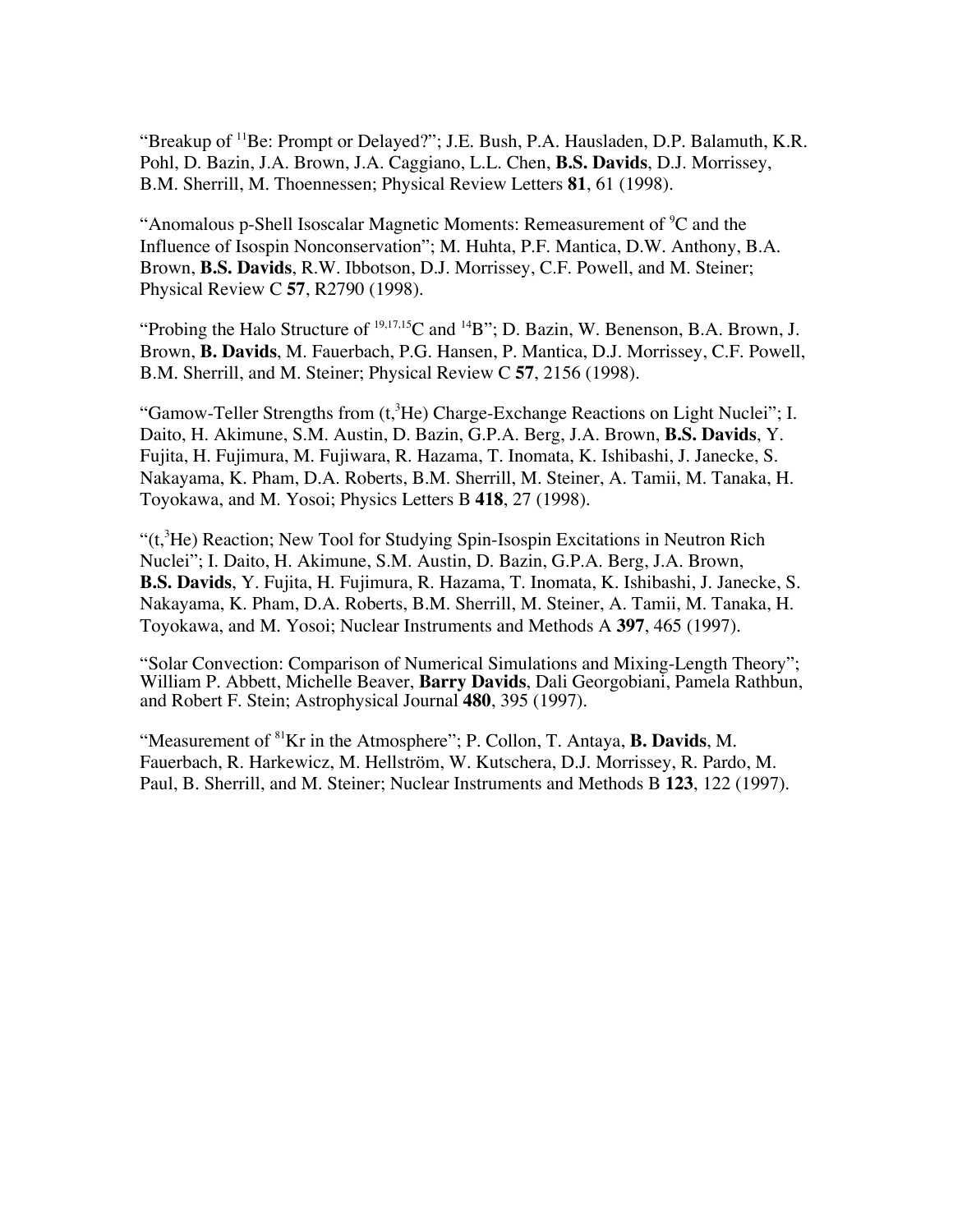"Breakup of $^{11}$Be: Prompt or Delayed?"; J.E. Bush, P.A. Hausladen, D.P. Balamuth, K.R. Pohl, D. Bazin, J.A. Brown, J.A. Caggiano, L.L. Chen, **B.S. Davids**, D.J. Morrissey, B.M. Sherrill, M. Thoennessen; Physical Review Letters **81**, 61 (1998).

"Anomalous p-Shell Isoscalar Magnetic Moments: Remeasurement of $^{9}$C and the Influence of Isospin Nonconservation"; M. Huhta, P.F. Mantica, D.W. Anthony, B.A. Brown, **B.S. Davids**, R.W. Ibbotson, D.J. Morrissey, C.F. Powell, and M. Steiner; Physical Review C **57**, R2790 (1998).

"Probing the Halo Structure of $^{19,17,15}$C and $^{14}$B"; D. Bazin, W. Benenson, B.A. Brown, J. Brown, **B. Davids**, M. Fauerbach, P.G. Hansen, P. Mantica, D.J. Morrissey, C.F. Powell, B.M. Sherrill, and M. Steiner; Physical Review C **57**, 2156 (1998).

"Gamow-Teller Strengths from (t,$^{3}$He) Charge-Exchange Reactions on Light Nuclei"; I. Daito, H. Akimune, S.M. Austin, D. Bazin, G.P.A. Berg, J.A. Brown, **B.S. Davids**, Y. Fujita, H. Fujimura, M. Fujiwara, R. Hazama, T. Inomata, K. Ishibashi, J. Janecke, S. Nakayama, K. Pham, D.A. Roberts, B.M. Sherrill, M. Steiner, A. Tamii, M. Tanaka, H. Toyokawa, and M. Yosoi; Physics Letters B **418**, 27 (1998).

"(t,$^{3}$He) Reaction; New Tool for Studying Spin-Isospin Excitations in Neutron Rich Nuclei"; I. Daito, H. Akimune, S.M. Austin, D. Bazin, G.P.A. Berg, J.A. Brown, **B.S. Davids**, Y. Fujita, H. Fujimura, R. Hazama, T. Inomata, K. Ishibashi, J. Janecke, S. Nakayama, K. Pham, D.A. Roberts, B.M. Sherrill, M. Steiner, A. Tamii, M. Tanaka, H. Toyokawa, and M. Yosoi; Nuclear Instruments and Methods A **397**, 465 (1997).

"Solar Convection: Comparison of Numerical Simulations and Mixing-Length Theory"; William P. Abbett, Michelle Beaver, **Barry Davids**, Dali Georgobiani, Pamela Rathbun, and Robert F. Stein; Astrophysical Journal **480**, 395 (1997).

"Measurement of $^{81}$Kr in the Atmosphere"; P. Collon, T. Antaya, **B. Davids**, M. Fauerbach, R. Harkewicz, M. Hellström, W. Kutschera, D.J. Morrissey, R. Pardo, M. Paul, B. Sherrill, and M. Steiner; Nuclear Instruments and Methods B **123**, 122 (1997).